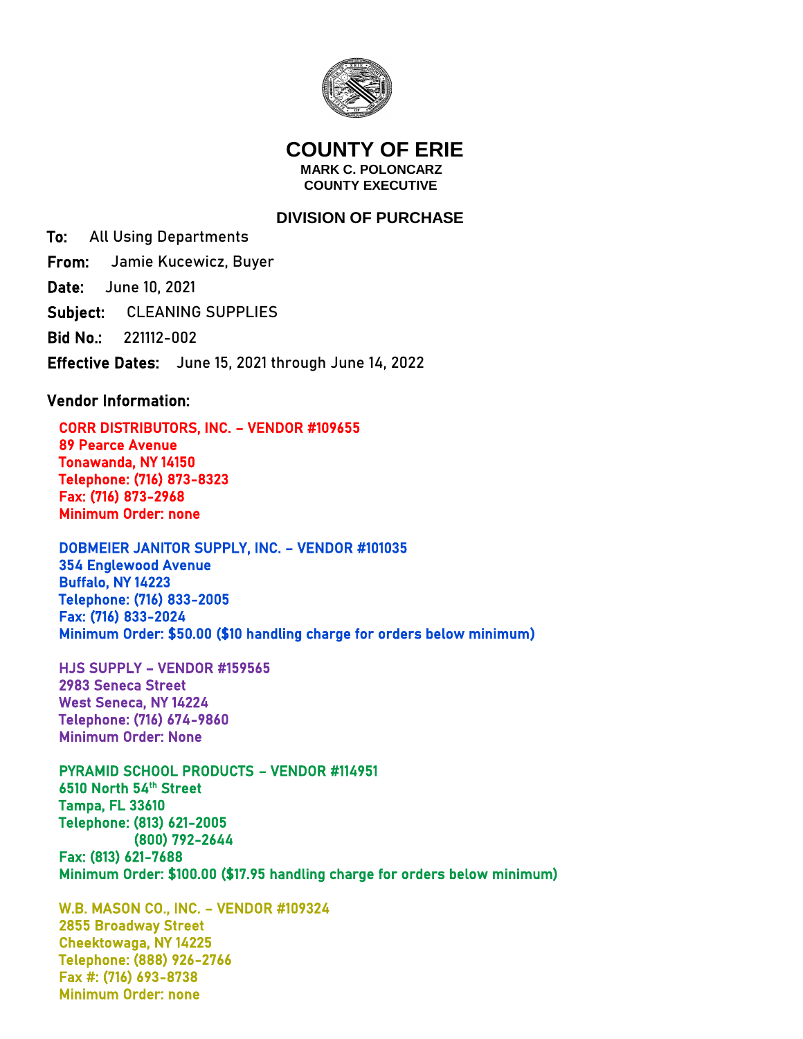# COUNTY OF ERIE

**MARK C. POLONCARZ**
**COUNTY EXECUTIVE**

## DIVISION OF PURCHASE

**To:** All Using Departments

**From:** Jamie Kucewicz, Buyer

**Date:** June 10, 2021

**Subject:** CLEANING SUPPLIES

**Bid No.:** 221112-002

**Effective Dates:** June 15, 2021 through June 14, 2022

**Vendor Information:**

**CORR DISTRIBUTORS, INC. – VENDOR #109655**
**89 Pearce Avenue**
**Tonawanda, NY 14150**
**Telephone: (716) 873-8323**
**Fax: (716) 873-2968**
**Minimum Order: none**

**DOBMEIER JANITOR SUPPLY, INC. – VENDOR #101035**
**354 Englewood Avenue**
**Buffalo, NY 14223**
**Telephone: (716) 833-2005**
**Fax: (716) 833-2024**
**Minimum Order: $50.00 ($10 handling charge for orders below minimum)**

**HJS SUPPLY – VENDOR #159565**
**2983 Seneca Street**
**West Seneca, NY 14224**
**Telephone: (716) 674-9860**
**Minimum Order: None**

**PYRAMID SCHOOL PRODUCTS – VENDOR #114951**
**6510 North 54th Street**
**Tampa, FL 33610**
**Telephone: (813) 621-2005**
**(800) 792-2644**
**Fax: (813) 621-7688**
**Minimum Order: $100.00 ($17.95 handling charge for orders below minimum)**

**W.B. MASON CO., INC. – VENDOR #109324**
**2855 Broadway Street**
**Cheektowaga, NY 14225**
**Telephone: (888) 926-2766**
**Fax #: (716) 693-8738**
**Minimum Order: none**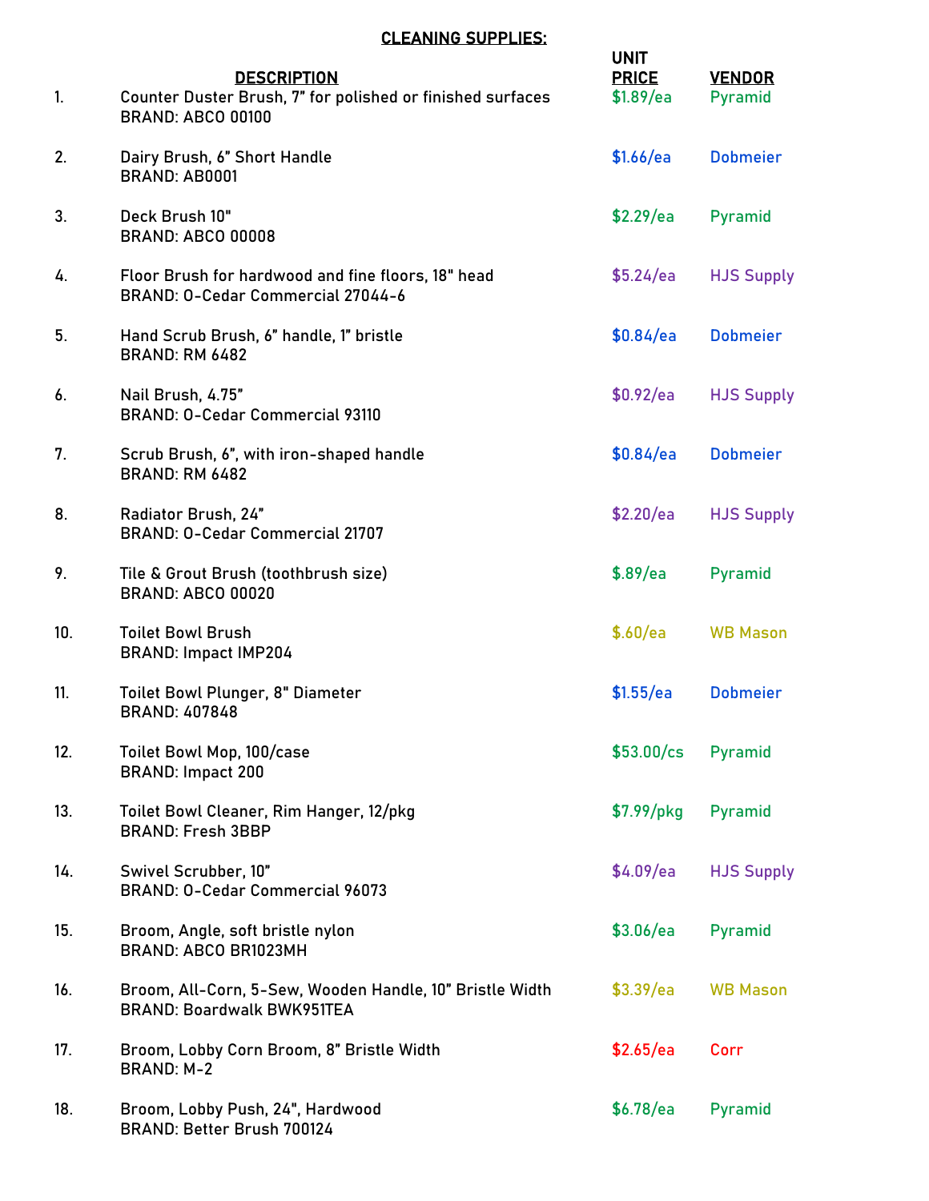**CLEANING SUPPLIES:**

| | DESCRIPTION | UNIT PRICE | VENDOR |
|---|---|---|---|
| 1. | Counter Duster Brush, 7" for polished or finished surfaces<br>BRAND: ABCO 00100 | $1.89/ea | Pyramid |
| 2. | Dairy Brush, 6" Short Handle<br>BRAND: AB0001 | $1.66/ea | Dobmeier |
| 3. | Deck Brush 10"<br>BRAND: ABCO 00008 | $2.29/ea | Pyramid |
| 4. | Floor Brush for hardwood and fine floors, 18" head<br>BRAND: O-Cedar Commercial 27044-6 | $5.24/ea | HJS Supply |
| 5. | Hand Scrub Brush, 6" handle, 1" bristle<br>BRAND: RM 6482 | $0.84/ea | Dobmeier |
| 6. | Nail Brush, 4.75"<br>BRAND: O-Cedar Commercial 93110 | $0.92/ea | HJS Supply |
| 7. | Scrub Brush, 6", with iron-shaped handle<br>BRAND: RM 6482 | $0.84/ea | Dobmeier |
| 8. | Radiator Brush, 24"<br>BRAND: O-Cedar Commercial 21707 | $2.20/ea | HJS Supply |
| 9. | Tile & Grout Brush (toothbrush size)<br>BRAND: ABCO 00020 | $.89/ea | Pyramid |
| 10. | Toilet Bowl Brush<br>BRAND: Impact IMP204 | $.60/ea | WB Mason |
| 11. | Toilet Bowl Plunger, 8" Diameter<br>BRAND: 407848 | $1.55/ea | Dobmeier |
| 12. | Toilet Bowl Mop, 100/case<br>BRAND: Impact 200 | $53.00/cs | Pyramid |
| 13. | Toilet Bowl Cleaner, Rim Hanger, 12/pkg<br>BRAND: Fresh 3BBP | $7.99/pkg | Pyramid |
| 14. | Swivel Scrubber, 10"<br>BRAND: O-Cedar Commercial 96073 | $4.09/ea | HJS Supply |
| 15. | Broom, Angle, soft bristle nylon<br>BRAND: ABCO BR1023MH | $3.06/ea | Pyramid |
| 16. | Broom, All-Corn, 5-Sew, Wooden Handle, 10" Bristle Width<br>BRAND: Boardwalk BWK951TEA | $3.39/ea | WB Mason |
| 17. | Broom, Lobby Corn Broom, 8" Bristle Width<br>BRAND: M-2 | $2.65/ea | Corr |
| 18. | Broom, Lobby Push, 24", Hardwood<br>BRAND: Better Brush 700124 | $6.78/ea | Pyramid |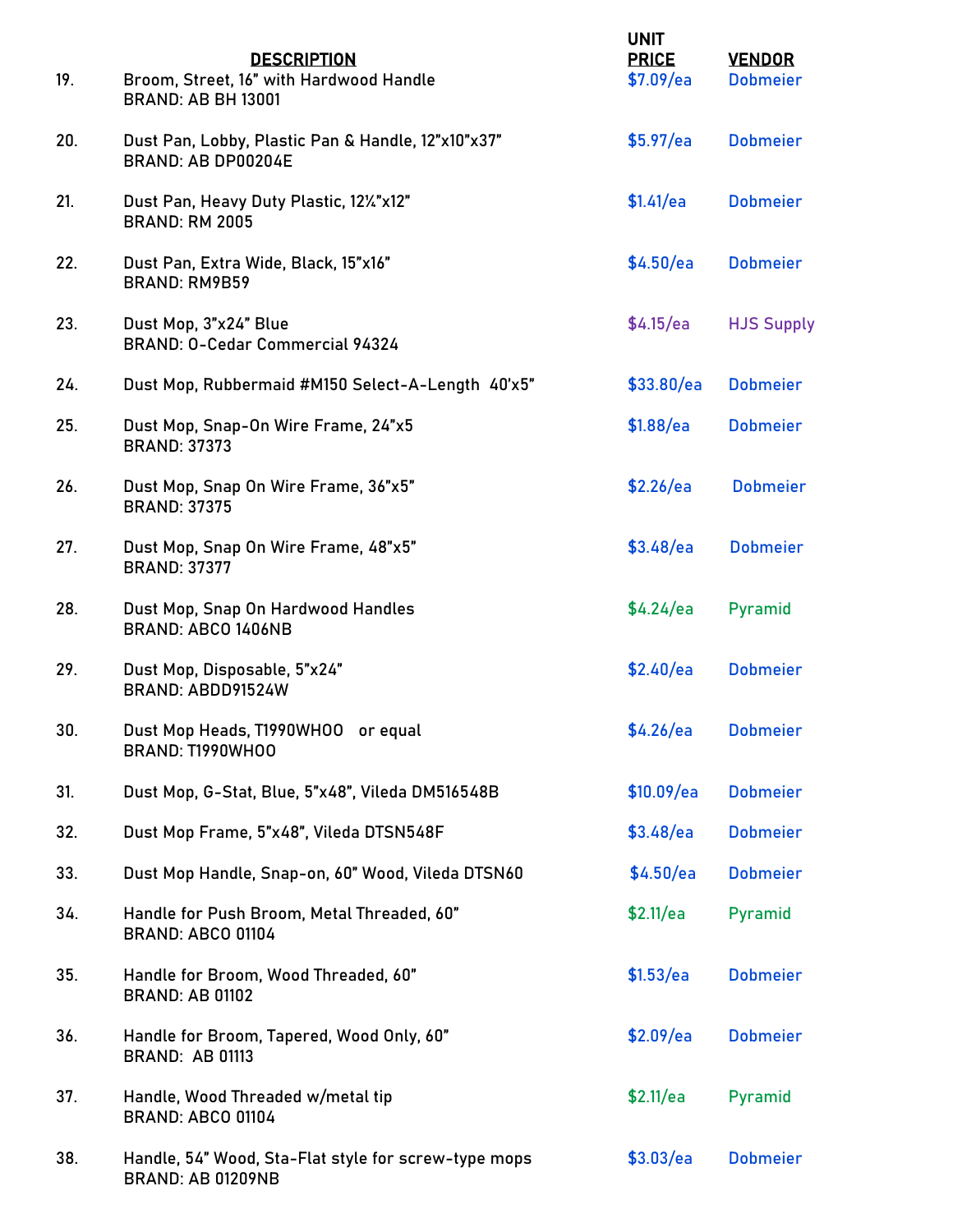| | DESCRIPTION | UNIT PRICE | VENDOR |
|---|---|---|---|
| 19. | Broom, Street, 16" with Hardwood Handle<br>BRAND: AB BH 13001 | $7.09/ea | Dobmeier |
| 20. | Dust Pan, Lobby, Plastic Pan & Handle, 12"x10"x37"<br>BRAND: AB DP00204E | $5.97/ea | Dobmeier |
| 21. | Dust Pan, Heavy Duty Plastic, 12¼"x12"<br>BRAND: RM 2005 | $1.41/ea | Dobmeier |
| 22. | Dust Pan, Extra Wide, Black, 15"x16"<br>BRAND: RM9B59 | $4.50/ea | Dobmeier |
| 23. | Dust Mop, 3"x24" Blue<br>BRAND: O-Cedar Commercial 94324 | $4.15/ea | HJS Supply |
| 24. | Dust Mop, Rubbermaid #M150 Select-A-Length 40'x5" | $33.80/ea | Dobmeier |
| 25. | Dust Mop, Snap-On Wire Frame, 24"x5<br>BRAND: 37373 | $1.88/ea | Dobmeier |
| 26. | Dust Mop, Snap On Wire Frame, 36"x5"<br>BRAND: 37375 | $2.26/ea | Dobmeier |
| 27. | Dust Mop, Snap On Wire Frame, 48"x5"<br>BRAND: 37377 | $3.48/ea | Dobmeier |
| 28. | Dust Mop, Snap On Hardwood Handles<br>BRAND: ABCO 1406NB | $4.24/ea | Pyramid |
| 29. | Dust Mop, Disposable, 5"x24"<br>BRAND: ABDD91524W | $2.40/ea | Dobmeier |
| 30. | Dust Mop Heads, T1990WHOO or equal<br>BRAND: T1990WHOO | $4.26/ea | Dobmeier |
| 31. | Dust Mop, G-Stat, Blue, 5"x48", Vileda DM516548B | $10.09/ea | Dobmeier |
| 32. | Dust Mop Frame, 5"x48", Vileda DTSN548F | $3.48/ea | Dobmeier |
| 33. | Dust Mop Handle, Snap-on, 60" Wood, Vileda DTSN60 | $4.50/ea | Dobmeier |
| 34. | Handle for Push Broom, Metal Threaded, 60"<br>BRAND: ABCO 01104 | $2.11/ea | Pyramid |
| 35. | Handle for Broom, Wood Threaded, 60"<br>BRAND: AB 01102 | $1.53/ea | Dobmeier |
| 36. | Handle for Broom, Tapered, Wood Only, 60"<br>BRAND: AB 01113 | $2.09/ea | Dobmeier |
| 37. | Handle, Wood Threaded w/metal tip<br>BRAND: ABCO 01104 | $2.11/ea | Pyramid |
| 38. | Handle, 54" Wood, Sta-Flat style for screw-type mops<br>BRAND: AB 01209NB | $3.03/ea | Dobmeier |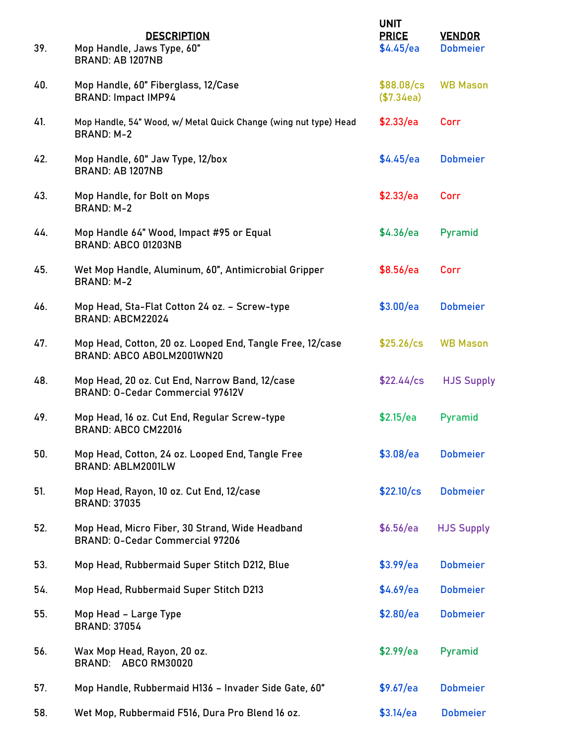| | DESCRIPTION | UNIT PRICE | VENDOR |
|---|---|---|---|
| 39. | Mop Handle, Jaws Type, 60"<br>BRAND: AB 1207NB | $4.45/ea | Dobmeier |
| 40. | Mop Handle, 60" Fiberglass, 12/Case<br>BRAND: Impact IMP94 | $88.08/cs ($7.34ea) | WB Mason |
| 41. | Mop Handle, 54" Wood, w/ Metal Quick Change (wing nut type) Head<br>BRAND: M-2 | $2.33/ea | Corr |
| 42. | Mop Handle, 60" Jaw Type, 12/box<br>BRAND: AB 1207NB | $4.45/ea | Dobmeier |
| 43. | Mop Handle, for Bolt on Mops<br>BRAND: M-2 | $2.33/ea | Corr |
| 44. | Mop Handle 64" Wood, Impact #95 or Equal<br>BRAND: ABCO 01203NB | $4.36/ea | Pyramid |
| 45. | Wet Mop Handle, Aluminum, 60", Antimicrobial Gripper<br>BRAND: M-2 | $8.56/ea | Corr |
| 46. | Mop Head, Sta-Flat Cotton 24 oz. – Screw-type<br>BRAND: ABCM22024 | $3.00/ea | Dobmeier |
| 47. | Mop Head, Cotton, 20 oz. Looped End, Tangle Free, 12/case<br>BRAND: ABCO ABOLM2001WN20 | $25.26/cs | WB Mason |
| 48. | Mop Head, 20 oz. Cut End, Narrow Band, 12/case<br>BRAND: O-Cedar Commercial 97612V | $22.44/cs | HJS Supply |
| 49. | Mop Head, 16 oz. Cut End, Regular Screw-type<br>BRAND: ABCO CM22016 | $2.15/ea | Pyramid |
| 50. | Mop Head, Cotton, 24 oz. Looped End, Tangle Free<br>BRAND: ABLM2001LW | $3.08/ea | Dobmeier |
| 51. | Mop Head, Rayon, 10 oz. Cut End, 12/case<br>BRAND: 37035 | $22.10/cs | Dobmeier |
| 52. | Mop Head, Micro Fiber, 30 Strand, Wide Headband<br>BRAND: O-Cedar Commercial 97206 | $6.56/ea | HJS Supply |
| 53. | Mop Head, Rubbermaid Super Stitch D212, Blue | $3.99/ea | Dobmeier |
| 54. | Mop Head, Rubbermaid Super Stitch D213 | $4.69/ea | Dobmeier |
| 55. | Mop Head – Large Type<br>BRAND: 37054 | $2.80/ea | Dobmeier |
| 56. | Wax Mop Head, Rayon, 20 oz.<br>BRAND: ABCO RM30020 | $2.99/ea | Pyramid |
| 57. | Mop Handle, Rubbermaid H136 – Invader Side Gate, 60" | $9.67/ea | Dobmeier |
| 58. | Wet Mop, Rubbermaid F516, Dura Pro Blend 16 oz. | $3.14/ea | Dobmeier |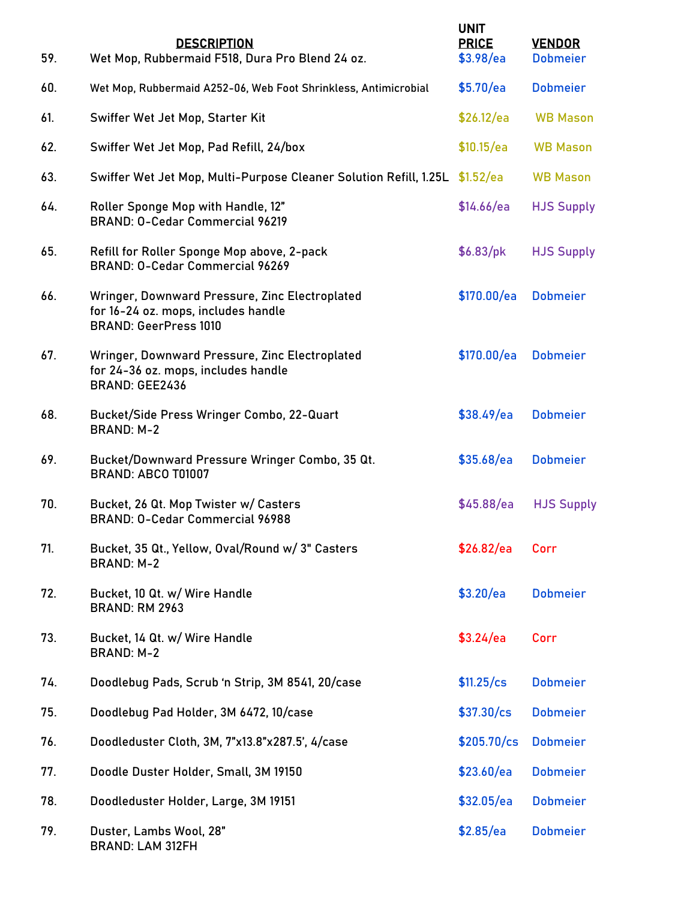| | DESCRIPTION | UNIT PRICE | VENDOR |
|---|---|---|---|
| 59. | Wet Mop, Rubbermaid F518, Dura Pro Blend 24 oz. | $3.98/ea | Dobmeier |
| 60. | Wet Mop, Rubbermaid A252-06, Web Foot Shrinkless, Antimicrobial | $5.70/ea | Dobmeier |
| 61. | Swiffer Wet Jet Mop, Starter Kit | $26.12/ea | WB Mason |
| 62. | Swiffer Wet Jet Mop, Pad Refill, 24/box | $10.15/ea | WB Mason |
| 63. | Swiffer Wet Jet Mop, Multi-Purpose Cleaner Solution Refill, 1.25L | $1.52/ea | WB Mason |
| 64. | Roller Sponge Mop with Handle, 12" BRAND: O-Cedar Commercial 96219 | $14.66/ea | HJS Supply |
| 65. | Refill for Roller Sponge Mop above, 2-pack BRAND: O-Cedar Commercial 96269 | $6.83/pk | HJS Supply |
| 66. | Wringer, Downward Pressure, Zinc Electroplated for 16-24 oz. mops, includes handle BRAND: GeerPress 1010 | $170.00/ea | Dobmeier |
| 67. | Wringer, Downward Pressure, Zinc Electroplated for 24-36 oz. mops, includes handle BRAND: GEE2436 | $170.00/ea | Dobmeier |
| 68. | Bucket/Side Press Wringer Combo, 22-Quart BRAND: M-2 | $38.49/ea | Dobmeier |
| 69. | Bucket/Downward Pressure Wringer Combo, 35 Qt. BRAND: ABCO T01007 | $35.68/ea | Dobmeier |
| 70. | Bucket, 26 Qt. Mop Twister w/ Casters BRAND: O-Cedar Commercial 96988 | $45.88/ea | HJS Supply |
| 71. | Bucket, 35 Qt., Yellow, Oval/Round w/ 3" Casters BRAND: M-2 | $26.82/ea | Corr |
| 72. | Bucket, 10 Qt. w/ Wire Handle BRAND: RM 2963 | $3.20/ea | Dobmeier |
| 73. | Bucket, 14 Qt. w/ Wire Handle BRAND: M-2 | $3.24/ea | Corr |
| 74. | Doodlebug Pads, Scrub 'n Strip, 3M 8541, 20/case | $11.25/cs | Dobmeier |
| 75. | Doodlebug Pad Holder, 3M 6472, 10/case | $37.30/cs | Dobmeier |
| 76. | Doodleduster Cloth, 3M, 7"x13.8"x287.5', 4/case | $205.70/cs | Dobmeier |
| 77. | Doodle Duster Holder, Small, 3M 19150 | $23.60/ea | Dobmeier |
| 78. | Doodleduster Holder, Large, 3M 19151 | $32.05/ea | Dobmeier |
| 79. | Duster, Lambs Wool, 28" BRAND: LAM 312FH | $2.85/ea | Dobmeier |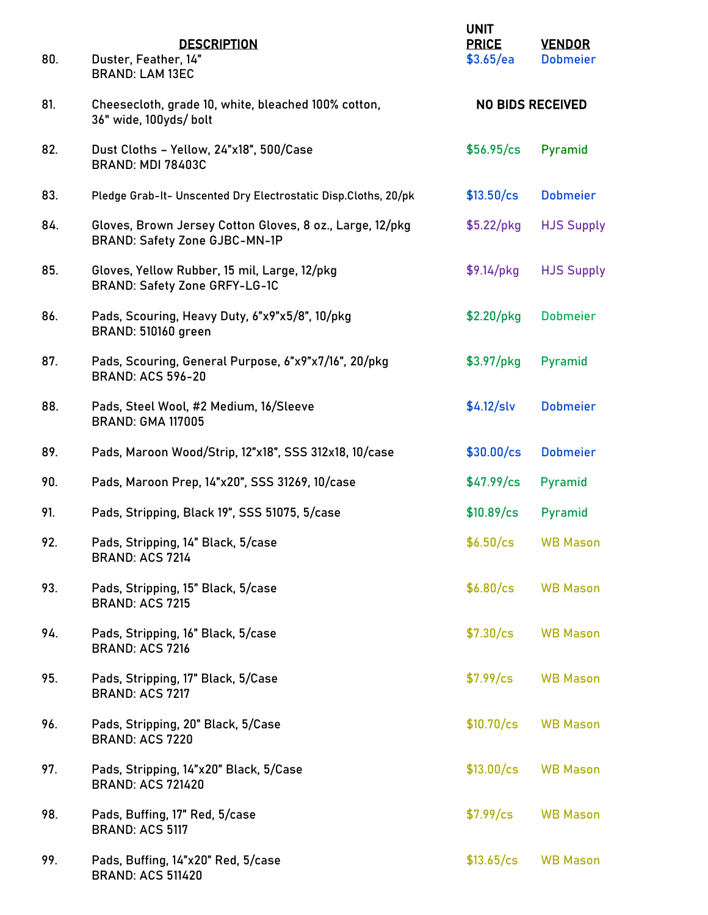| | DESCRIPTION | UNIT PRICE | VENDOR |
|---|---|---|---|
| 80. | Duster, Feather, 14" BRAND: LAM 13EC | $3.65/ea | Dobmeier |
| 81. | Cheesecloth, grade 10, white, bleached 100% cotton, 36" wide, 100yds/ bolt | NO BIDS RECEIVED | |
| 82. | Dust Cloths – Yellow, 24"x18", 500/Case BRAND: MDI 78403C | $56.95/cs | Pyramid |
| 83. | Pledge Grab-It- Unscented Dry Electrostatic Disp.Cloths, 20/pk | $13.50/cs | Dobmeier |
| 84. | Gloves, Brown Jersey Cotton Gloves, 8 oz., Large, 12/pkg BRAND: Safety Zone GJBC-MN-1P | $5.22/pkg | HJS Supply |
| 85. | Gloves, Yellow Rubber, 15 mil, Large, 12/pkg BRAND: Safety Zone GRFY-LG-1C | $9.14/pkg | HJS Supply |
| 86. | Pads, Scouring, Heavy Duty, 6"x9"x5/8", 10/pkg BRAND: 510160 green | $2.20/pkg | Dobmeier |
| 87. | Pads, Scouring, General Purpose, 6"x9"x7/16", 20/pkg BRAND: ACS 596-20 | $3.97/pkg | Pyramid |
| 88. | Pads, Steel Wool, #2 Medium, 16/Sleeve BRAND: GMA 117005 | $4.12/slv | Dobmeier |
| 89. | Pads, Maroon Wood/Strip, 12"x18", SSS 312x18, 10/case | $30.00/cs | Dobmeier |
| 90. | Pads, Maroon Prep, 14"x20", SSS 31269, 10/case | $47.99/cs | Pyramid |
| 91. | Pads, Stripping, Black 19", SSS 51075, 5/case | $10.89/cs | Pyramid |
| 92. | Pads, Stripping, 14" Black, 5/case BRAND: ACS 7214 | $6.50/cs | WB Mason |
| 93. | Pads, Stripping, 15" Black, 5/case BRAND: ACS 7215 | $6.80/cs | WB Mason |
| 94. | Pads, Stripping, 16" Black, 5/case BRAND: ACS 7216 | $7.30/cs | WB Mason |
| 95. | Pads, Stripping, 17" Black, 5/Case BRAND: ACS 7217 | $7.99/cs | WB Mason |
| 96. | Pads, Stripping, 20" Black, 5/Case BRAND: ACS 7220 | $10.70/cs | WB Mason |
| 97. | Pads, Stripping, 14"x20" Black, 5/Case BRAND: ACS 721420 | $13.00/cs | WB Mason |
| 98. | Pads, Buffing, 17" Red, 5/case BRAND: ACS 5117 | $7.99/cs | WB Mason |
| 99. | Pads, Buffing, 14"x20" Red, 5/case BRAND: ACS 511420 | $13.65/cs | WB Mason |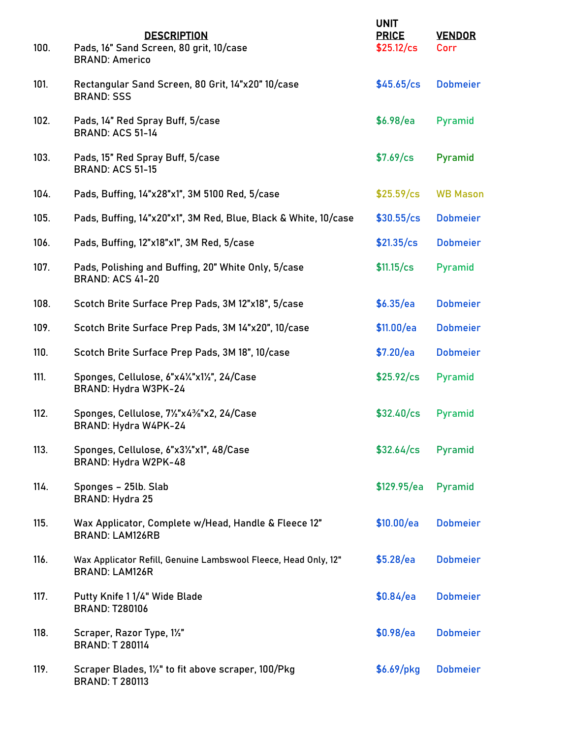| | DESCRIPTION | UNIT PRICE | VENDOR |
|---|---|---|---|
| 100. | Pads, 16" Sand Screen, 80 grit, 10/case<br>BRAND: Americo | $25.12/cs | Corr |
| 101. | Rectangular Sand Screen, 80 Grit, 14"x20" 10/case<br>BRAND: SSS | $45.65/cs | Dobmeier |
| 102. | Pads, 14" Red Spray Buff, 5/case<br>BRAND: ACS 51-14 | $6.98/ea | Pyramid |
| 103. | Pads, 15" Red Spray Buff, 5/case<br>BRAND: ACS 51-15 | $7.69/cs | Pyramid |
| 104. | Pads, Buffing, 14"x28"x1", 3M 5100 Red, 5/case | $25.59/cs | WB Mason |
| 105. | Pads, Buffing, 14"x20"x1", 3M Red, Blue, Black & White, 10/case | $30.55/cs | Dobmeier |
| 106. | Pads, Buffing, 12"x18"x1", 3M Red, 5/case | $21.35/cs | Dobmeier |
| 107. | Pads, Polishing and Buffing, 20" White Only, 5/case<br>BRAND: ACS 41-20 | $11.15/cs | Pyramid |
| 108. | Scotch Brite Surface Prep Pads, 3M 12"x18", 5/case | $6.35/ea | Dobmeier |
| 109. | Scotch Brite Surface Prep Pads, 3M 14"x20", 10/case | $11.00/ea | Dobmeier |
| 110. | Scotch Brite Surface Prep Pads, 3M 18", 10/case | $7.20/ea | Dobmeier |
| 111. | Sponges, Cellulose, 6"x4¼"x1½", 24/Case<br>BRAND: Hydra W3PK-24 | $25.92/cs | Pyramid |
| 112. | Sponges, Cellulose, 7½"x4⅜"x2, 24/Case<br>BRAND: Hydra W4PK-24 | $32.40/cs | Pyramid |
| 113. | Sponges, Cellulose, 6"x3½"x1", 48/Case<br>BRAND: Hydra W2PK-48 | $32.64/cs | Pyramid |
| 114. | Sponges – 25lb. Slab<br>BRAND: Hydra 25 | $129.95/ea | Pyramid |
| 115. | Wax Applicator, Complete w/Head, Handle & Fleece 12"<br>BRAND: LAM126RB | $10.00/ea | Dobmeier |
| 116. | Wax Applicator Refill, Genuine Lambswool Fleece, Head Only, 12"<br>BRAND: LAM126R | $5.28/ea | Dobmeier |
| 117. | Putty Knife 1 1/4" Wide Blade<br>BRAND: T280106 | $0.84/ea | Dobmeier |
| 118. | Scraper, Razor Type, 1½"<br>BRAND: T 280114 | $0.98/ea | Dobmeier |
| 119. | Scraper Blades, 1½" to fit above scraper, 100/Pkg<br>BRAND: T 280113 | $6.69/pkg | Dobmeier |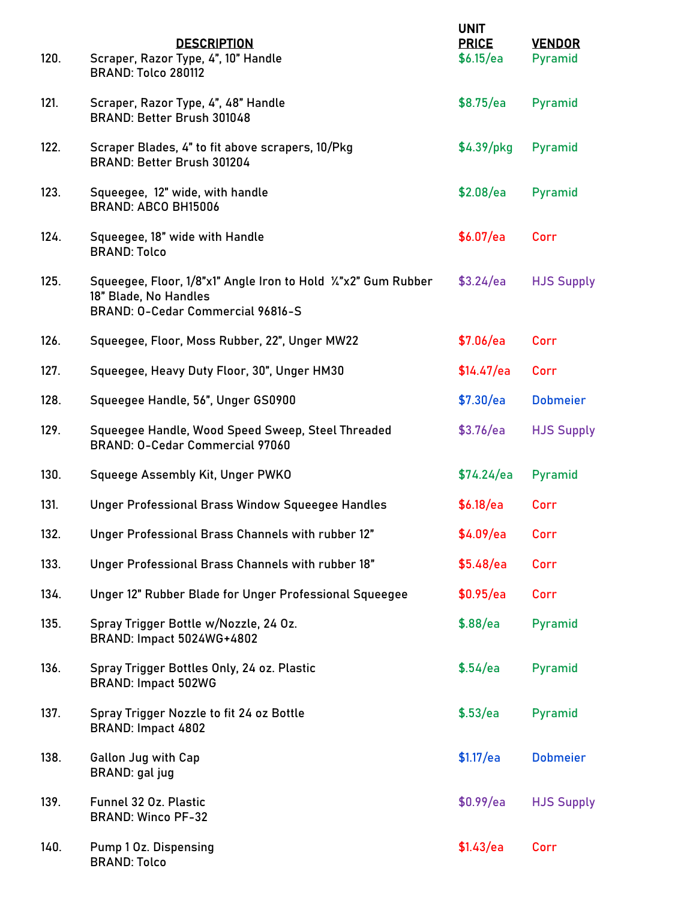| | DESCRIPTION | UNIT PRICE | VENDOR |
|---|---|---|---|
| 120. | Scraper, Razor Type, 4", 10" Handle<br>BRAND: Tolco 280112 | $6.15/ea | Pyramid |
| 121. | Scraper, Razor Type, 4", 48" Handle<br>BRAND: Better Brush 301048 | $8.75/ea | Pyramid |
| 122. | Scraper Blades, 4" to fit above scrapers, 10/Pkg<br>BRAND: Better Brush 301204 | $4.39/pkg | Pyramid |
| 123. | Squeegee, 12" wide, with handle<br>BRAND: ABCO BH15006 | $2.08/ea | Pyramid |
| 124. | Squeegee, 18" wide with Handle<br>BRAND: Tolco | $6.07/ea | Corr |
| 125. | Squeegee, Floor, 1/8"x1" Angle Iron to Hold ¼"x2" Gum Rubber 18" Blade, No Handles<br>BRAND: O-Cedar Commercial 96816-S | $3.24/ea | HJS Supply |
| 126. | Squeegee, Floor, Moss Rubber, 22", Unger MW22 | $7.06/ea | Corr |
| 127. | Squeegee, Heavy Duty Floor, 30", Unger HM30 | $14.47/ea | Corr |
| 128. | Squeegee Handle, 56", Unger GS0900 | $7.30/ea | Dobmeier |
| 129. | Squeegee Handle, Wood Speed Sweep, Steel Threaded<br>BRAND: O-Cedar Commercial 97060 | $3.76/ea | HJS Supply |
| 130. | Squeege Assembly Kit, Unger PWKO | $74.24/ea | Pyramid |
| 131. | Unger Professional Brass Window Squeegee Handles | $6.18/ea | Corr |
| 132. | Unger Professional Brass Channels with rubber 12" | $4.09/ea | Corr |
| 133. | Unger Professional Brass Channels with rubber 18" | $5.48/ea | Corr |
| 134. | Unger 12" Rubber Blade for Unger Professional Squeegee | $0.95/ea | Corr |
| 135. | Spray Trigger Bottle w/Nozzle, 24 Oz.<br>BRAND: Impact 5024WG+4802 | $.88/ea | Pyramid |
| 136. | Spray Trigger Bottles Only, 24 oz. Plastic<br>BRAND: Impact 502WG | $.54/ea | Pyramid |
| 137. | Spray Trigger Nozzle to fit 24 oz Bottle<br>BRAND: Impact 4802 | $.53/ea | Pyramid |
| 138. | Gallon Jug with Cap<br>BRAND: gal jug | $1.17/ea | Dobmeier |
| 139. | Funnel 32 Oz. Plastic<br>BRAND: Winco PF-32 | $0.99/ea | HJS Supply |
| 140. | Pump 1 Oz. Dispensing<br>BRAND: Tolco | $1.43/ea | Corr |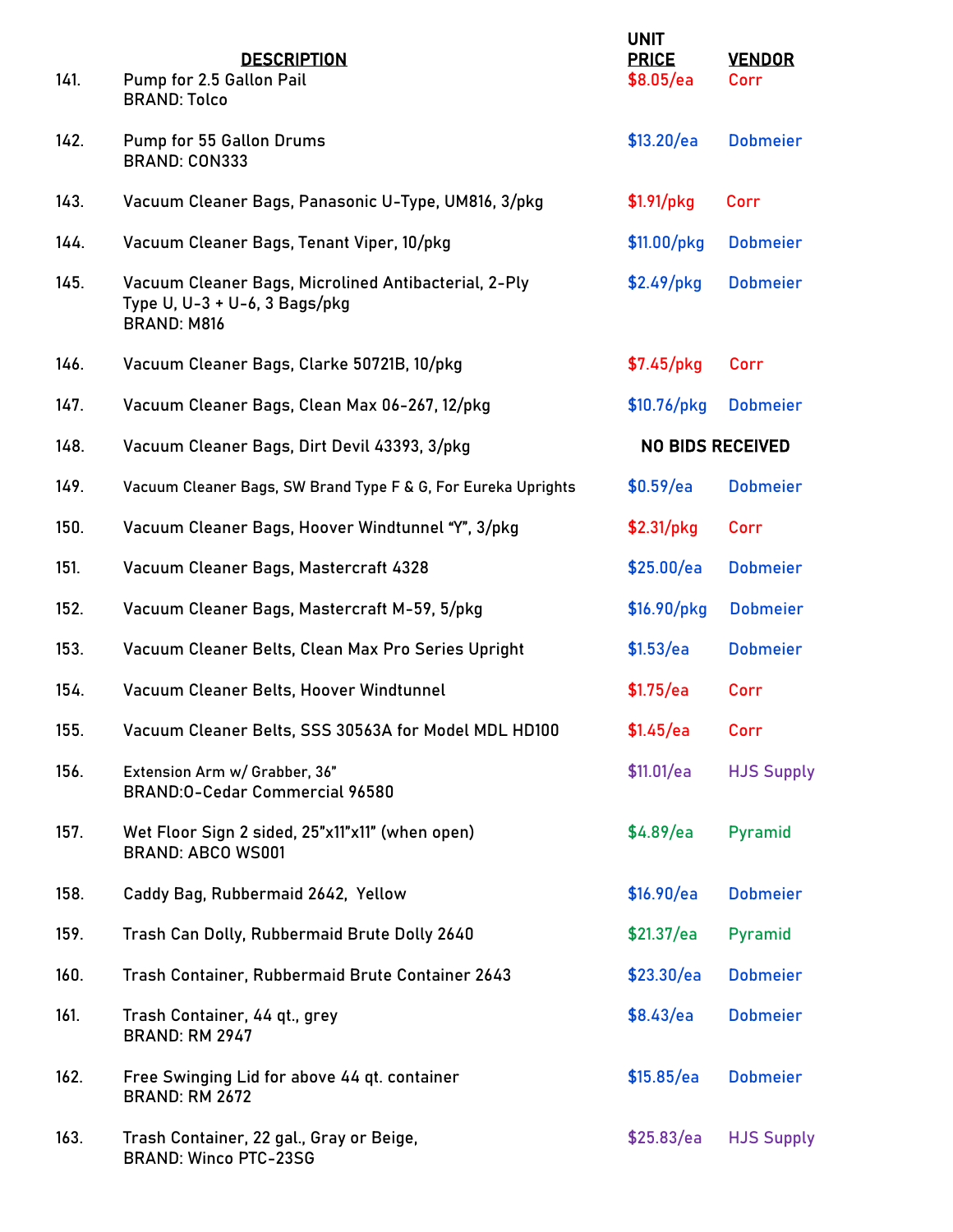| | DESCRIPTION | UNIT PRICE | VENDOR |
|---|---|---|---|
| 141. | Pump for 2.5 Gallon Pail<br>BRAND: Tolco | $8.05/ea | Corr |
| 142. | Pump for 55 Gallon Drums<br>BRAND: CON333 | $13.20/ea | Dobmeier |
| 143. | Vacuum Cleaner Bags, Panasonic U-Type, UM816, 3/pkg | $1.91/pkg | Corr |
| 144. | Vacuum Cleaner Bags, Tenant Viper, 10/pkg | $11.00/pkg | Dobmeier |
| 145. | Vacuum Cleaner Bags, Microlined Antibacterial, 2-Ply<br>Type U, U-3 + U-6, 3 Bags/pkg<br>BRAND: M816 | $2.49/pkg | Dobmeier |
| 146. | Vacuum Cleaner Bags, Clarke 50721B, 10/pkg | $7.45/pkg | Corr |
| 147. | Vacuum Cleaner Bags, Clean Max 06-267, 12/pkg | $10.76/pkg | Dobmeier |
| 148. | Vacuum Cleaner Bags, Dirt Devil 43393, 3/pkg | NO BIDS RECEIVED | |
| 149. | Vacuum Cleaner Bags, SW Brand Type F & G, For Eureka Uprights | $0.59/ea | Dobmeier |
| 150. | Vacuum Cleaner Bags, Hoover Windtunnel "Y", 3/pkg | $2.31/pkg | Corr |
| 151. | Vacuum Cleaner Bags, Mastercraft 4328 | $25.00/ea | Dobmeier |
| 152. | Vacuum Cleaner Bags, Mastercraft M-59, 5/pkg | $16.90/pkg | Dobmeier |
| 153. | Vacuum Cleaner Belts, Clean Max Pro Series Upright | $1.53/ea | Dobmeier |
| 154. | Vacuum Cleaner Belts, Hoover Windtunnel | $1.75/ea | Corr |
| 155. | Vacuum Cleaner Belts, SSS 30563A for Model MDL HD100 | $1.45/ea | Corr |
| 156. | Extension Arm w/ Grabber, 36"<br>BRAND:O-Cedar Commercial 96580 | $11.01/ea | HJS Supply |
| 157. | Wet Floor Sign 2 sided, 25"x11"x11" (when open)<br>BRAND: ABCO WS001 | $4.89/ea | Pyramid |
| 158. | Caddy Bag, Rubbermaid 2642, Yellow | $16.90/ea | Dobmeier |
| 159. | Trash Can Dolly, Rubbermaid Brute Dolly 2640 | $21.37/ea | Pyramid |
| 160. | Trash Container, Rubbermaid Brute Container 2643 | $23.30/ea | Dobmeier |
| 161. | Trash Container, 44 qt., grey<br>BRAND: RM 2947 | $8.43/ea | Dobmeier |
| 162. | Free Swinging Lid for above 44 qt. container<br>BRAND: RM 2672 | $15.85/ea | Dobmeier |
| 163. | Trash Container, 22 gal., Gray or Beige,<br>BRAND: Winco PTC-23SG | $25.83/ea | HJS Supply |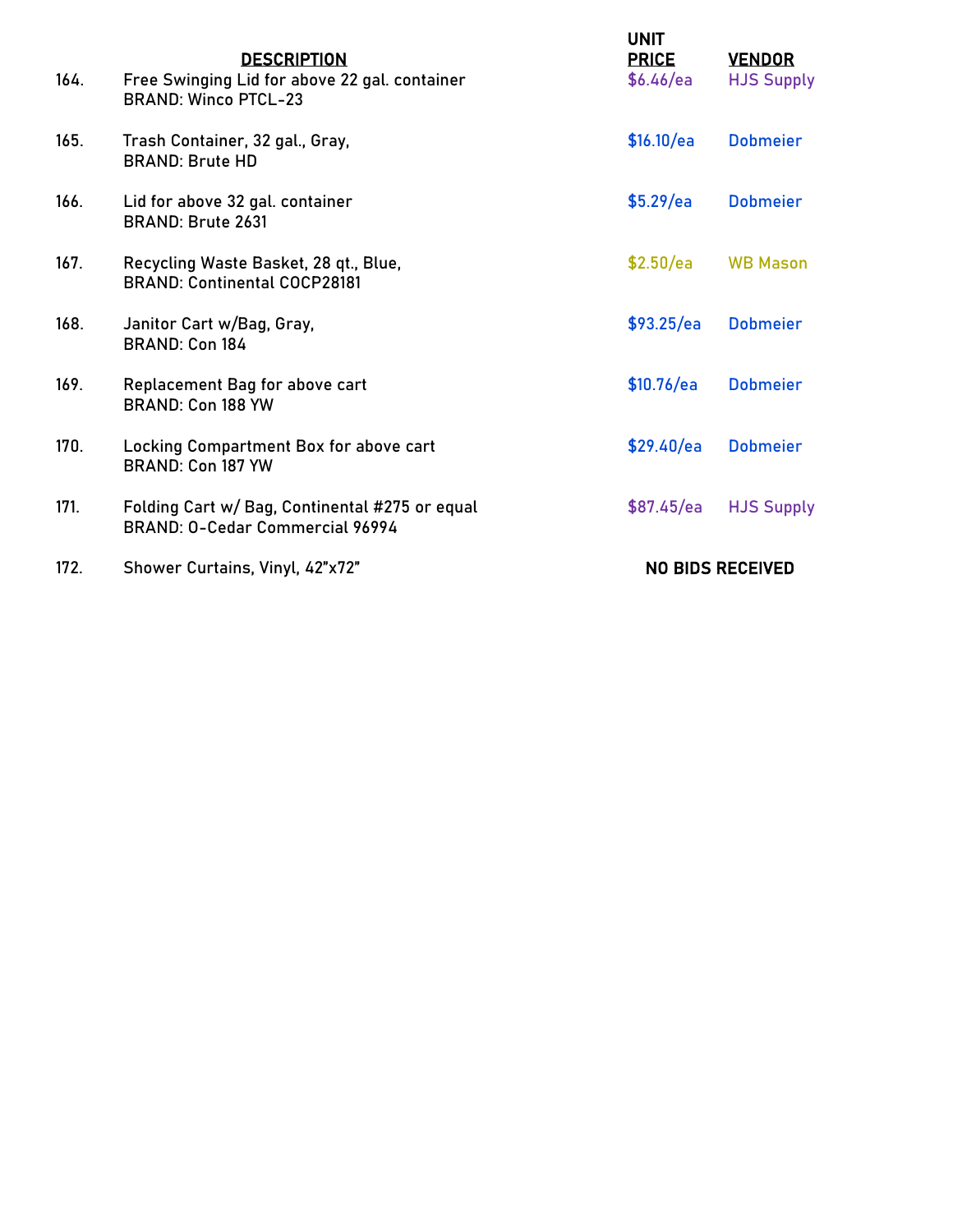| | DESCRIPTION | UNIT PRICE | VENDOR |
|---|---|---|---|
| 164. | Free Swinging Lid for above 22 gal. container<br>BRAND: Winco PTCL-23 | $6.46/ea | HJS Supply |
| 165. | Trash Container, 32 gal., Gray,<br>BRAND: Brute HD | $16.10/ea | Dobmeier |
| 166. | Lid for above 32 gal. container<br>BRAND: Brute 2631 | $5.29/ea | Dobmeier |
| 167. | Recycling Waste Basket, 28 qt., Blue,<br>BRAND: Continental COCP28181 | $2.50/ea | WB Mason |
| 168. | Janitor Cart w/Bag, Gray,<br>BRAND: Con 184 | $93.25/ea | Dobmeier |
| 169. | Replacement Bag for above cart<br>BRAND: Con 188 YW | $10.76/ea | Dobmeier |
| 170. | Locking Compartment Box for above cart<br>BRAND: Con 187 YW | $29.40/ea | Dobmeier |
| 171. | Folding Cart w/ Bag, Continental #275 or equal<br>BRAND: O-Cedar Commercial 96994 | $87.45/ea | HJS Supply |
| 172. | Shower Curtains, Vinyl, 42"x72" | NO BIDS RECEIVED | |